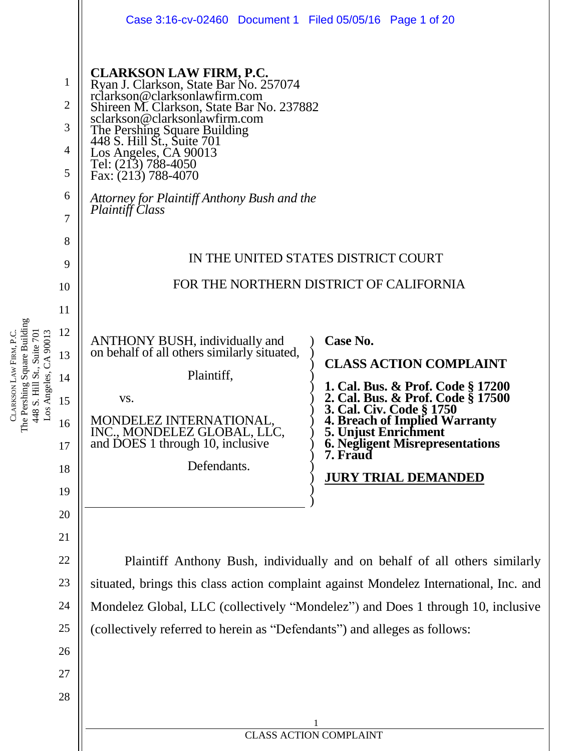**CLARKSON LAW FIRM, P.C.**
Ryan J. Clarkson, State Bar No. 257074
rclarkson@clarksonlawfirm.com
Shireen M. Clarkson, State Bar No. 237882
sclarkson@clarksonlawfirm.com
The Pershing Square Building
448 S. Hill St., Suite 701
Los Angeles, CA 90013
Tel: (213) 788-4050
Fax: (213) 788-4070

*Attorney for Plaintiff Anthony Bush and the Plaintiff Class*

IN THE UNITED STATES DISTRICT COURT

FOR THE NORTHERN DISTRICT OF CALIFORNIA

ANTHONY BUSH, individually and on behalf of all others similarly situated,

Plaintiff,

vs.

MONDELEZ INTERNATIONAL, INC., MONDELEZ GLOBAL, LLC, and DOES 1 through 10, inclusive

Defendants.

**Case No.**

**CLASS ACTION COMPLAINT**

**1. Cal. Bus. & Prof. Code § 17200**
**2. Cal. Bus. & Prof. Code § 17500**
**3. Cal. Civ. Code § 1750**
**4. Breach of Implied Warranty**
**5. Unjust Enrichment**
**6. Negligent Misrepresentations**
**7. Fraud**

**JURY TRIAL DEMANDED**

Plaintiff Anthony Bush, individually and on behalf of all others similarly situated, brings this class action complaint against Mondelez International, Inc. and Mondelez Global, LLC (collectively "Mondelez") and Does 1 through 10, inclusive (collectively referred to herein as "Defendants") and alleges as follows: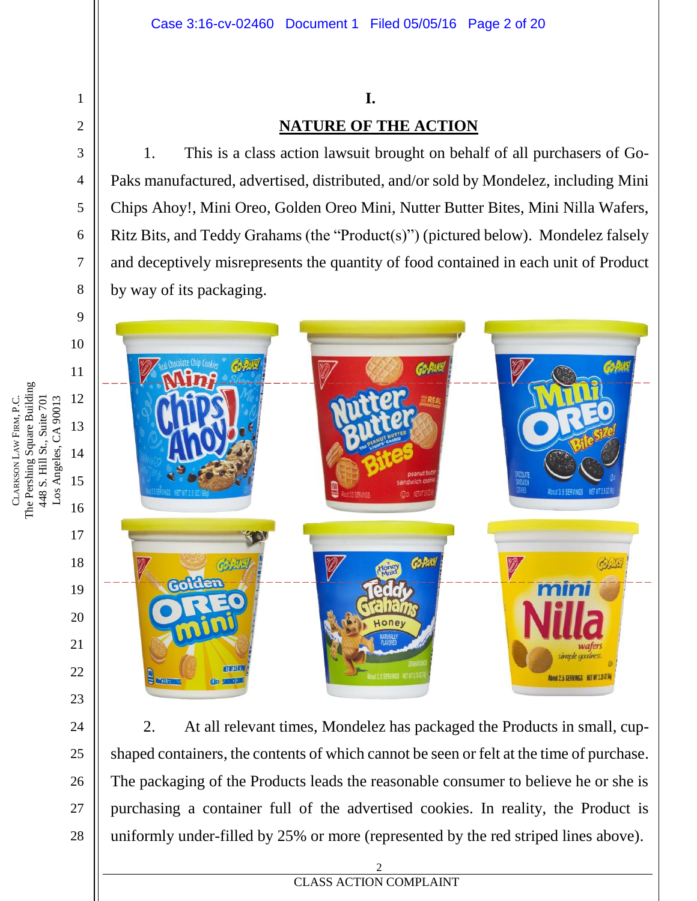# I.

## NATURE OF THE ACTION

1. This is a class action lawsuit brought on behalf of all purchasers of Go-Paks manufactured, advertised, distributed, and/or sold by Mondelez, including Mini Chips Ahoy!, Mini Oreo, Golden Oreo Mini, Nutter Butter Bites, Mini Nilla Wafers, Ritz Bits, and Teddy Grahams (the "Product(s)") (pictured below). Mondelez falsely and deceptively misrepresents the quantity of food contained in each unit of Product by way of its packaging.

2. At all relevant times, Mondelez has packaged the Products in small, cup-shaped containers, the contents of which cannot be seen or felt at the time of purchase. The packaging of the Products leads the reasonable consumer to believe he or she is purchasing a container full of the advertised cookies. In reality, the Product is uniformly under-filled by 25% or more (represented by the red striped lines above).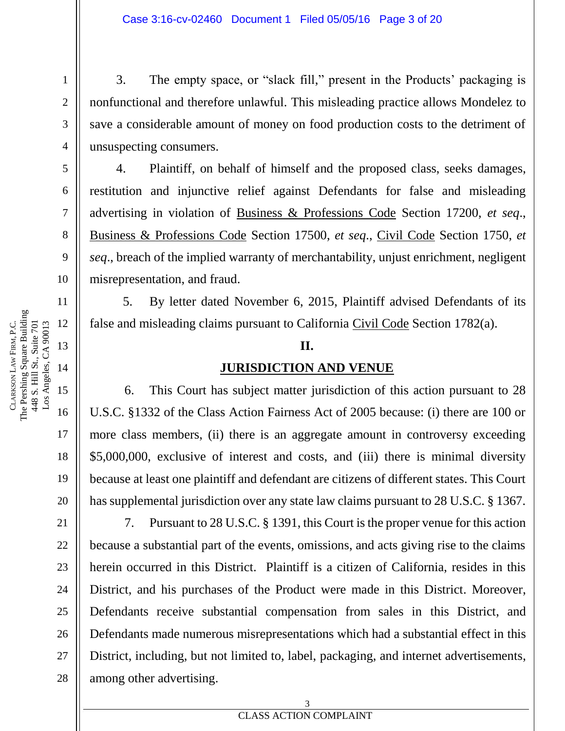3. The empty space, or "slack fill," present in the Products' packaging is nonfunctional and therefore unlawful. This misleading practice allows Mondelez to save a considerable amount of money on food production costs to the detriment of unsuspecting consumers.

4. Plaintiff, on behalf of himself and the proposed class, seeks damages, restitution and injunctive relief against Defendants for false and misleading advertising in violation of Business & Professions Code Section 17200, *et seq*., Business & Professions Code Section 17500, *et seq*., Civil Code Section 1750, *et seq*., breach of the implied warranty of merchantability, unjust enrichment, negligent misrepresentation, and fraud.

5. By letter dated November 6, 2015, Plaintiff advised Defendants of its false and misleading claims pursuant to California Civil Code Section 1782(a).

## II.

## JURISDICTION AND VENUE

6. This Court has subject matter jurisdiction of this action pursuant to 28 U.S.C. §1332 of the Class Action Fairness Act of 2005 because: (i) there are 100 or more class members, (ii) there is an aggregate amount in controversy exceeding $5,000,000, exclusive of interest and costs, and (iii) there is minimal diversity because at least one plaintiff and defendant are citizens of different states. This Court has supplemental jurisdiction over any state law claims pursuant to 28 U.S.C. § 1367.

7. Pursuant to 28 U.S.C. § 1391, this Court is the proper venue for this action because a substantial part of the events, omissions, and acts giving rise to the claims herein occurred in this District. Plaintiff is a citizen of California, resides in this District, and his purchases of the Product were made in this District. Moreover, Defendants receive substantial compensation from sales in this District, and Defendants made numerous misrepresentations which had a substantial effect in this District, including, but not limited to, label, packaging, and internet advertisements, among other advertising.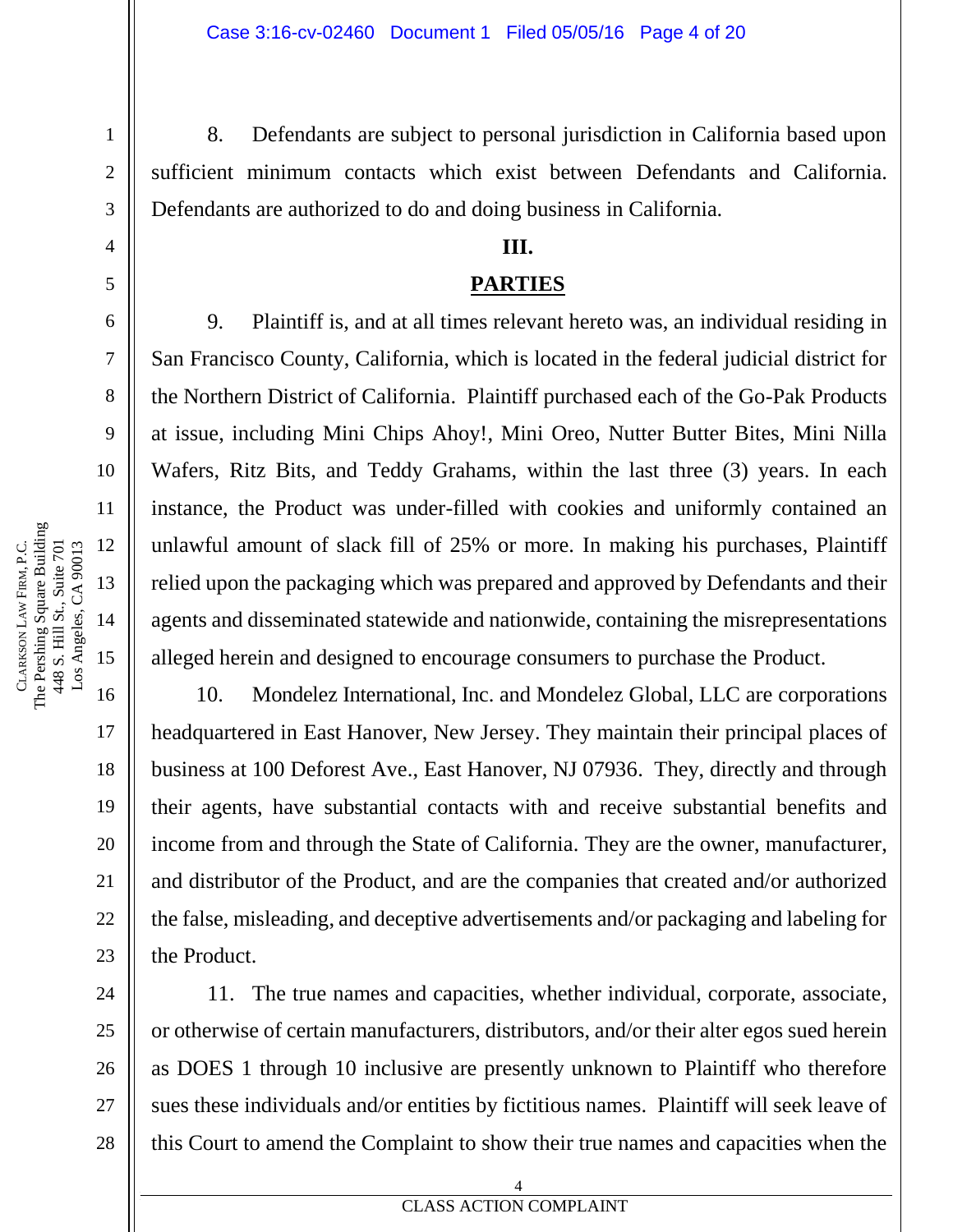8. Defendants are subject to personal jurisdiction in California based upon sufficient minimum contacts which exist between Defendants and California. Defendants are authorized to do and doing business in California.

## III.

## PARTIES

9. Plaintiff is, and at all times relevant hereto was, an individual residing in San Francisco County, California, which is located in the federal judicial district for the Northern District of California. Plaintiff purchased each of the Go-Pak Products at issue, including Mini Chips Ahoy!, Mini Oreo, Nutter Butter Bites, Mini Nilla Wafers, Ritz Bits, and Teddy Grahams, within the last three (3) years. In each instance, the Product was under-filled with cookies and uniformly contained an unlawful amount of slack fill of 25% or more. In making his purchases, Plaintiff relied upon the packaging which was prepared and approved by Defendants and their agents and disseminated statewide and nationwide, containing the misrepresentations alleged herein and designed to encourage consumers to purchase the Product.

10. Mondelez International, Inc. and Mondelez Global, LLC are corporations headquartered in East Hanover, New Jersey. They maintain their principal places of business at 100 Deforest Ave., East Hanover, NJ 07936. They, directly and through their agents, have substantial contacts with and receive substantial benefits and income from and through the State of California. They are the owner, manufacturer, and distributor of the Product, and are the companies that created and/or authorized the false, misleading, and deceptive advertisements and/or packaging and labeling for the Product.

11. The true names and capacities, whether individual, corporate, associate, or otherwise of certain manufacturers, distributors, and/or their alter egos sued herein as DOES 1 through 10 inclusive are presently unknown to Plaintiff who therefore sues these individuals and/or entities by fictitious names. Plaintiff will seek leave of this Court to amend the Complaint to show their true names and capacities when the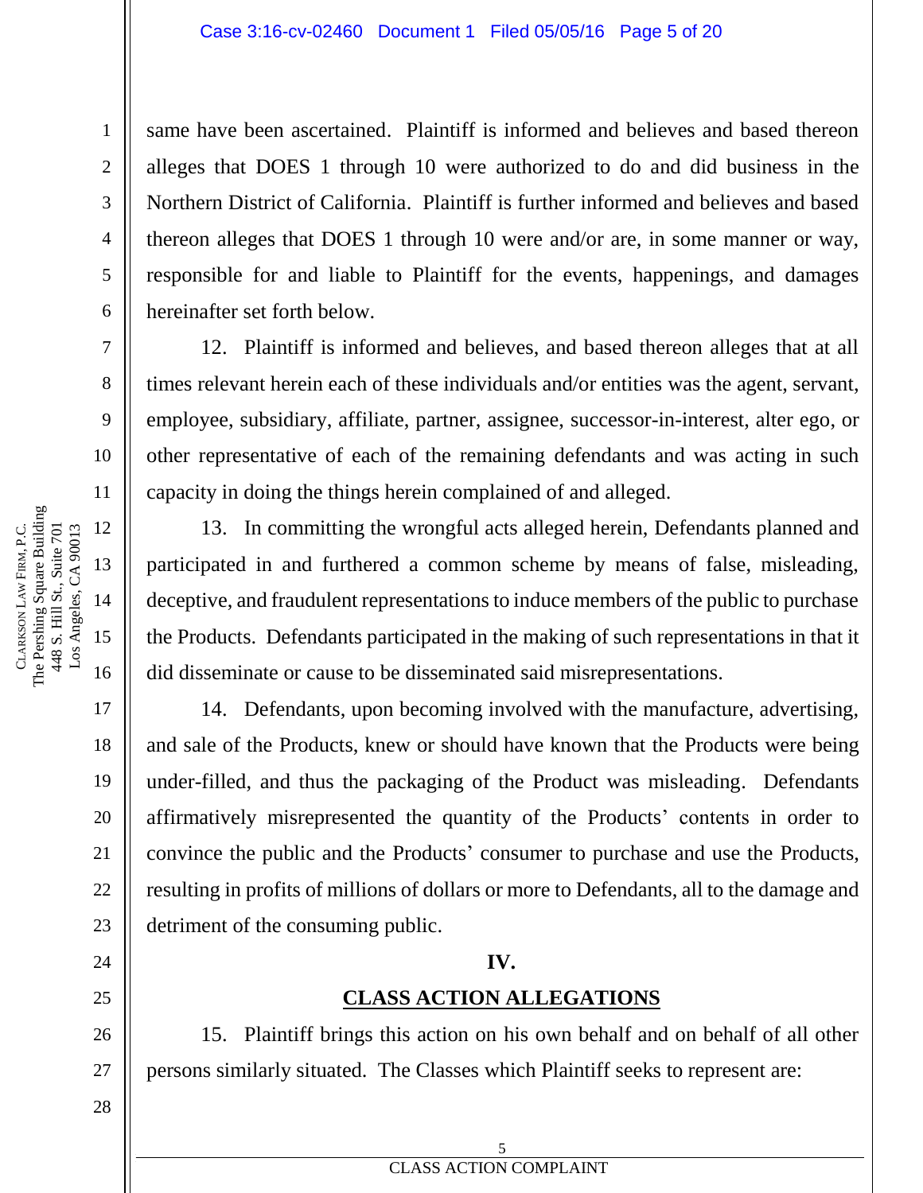same have been ascertained. Plaintiff is informed and believes and based thereon alleges that DOES 1 through 10 were authorized to do and did business in the Northern District of California. Plaintiff is further informed and believes and based thereon alleges that DOES 1 through 10 were and/or are, in some manner or way, responsible for and liable to Plaintiff for the events, happenings, and damages hereinafter set forth below.

12. Plaintiff is informed and believes, and based thereon alleges that at all times relevant herein each of these individuals and/or entities was the agent, servant, employee, subsidiary, affiliate, partner, assignee, successor-in-interest, alter ego, or other representative of each of the remaining defendants and was acting in such capacity in doing the things herein complained of and alleged.

13. In committing the wrongful acts alleged herein, Defendants planned and participated in and furthered a common scheme by means of false, misleading, deceptive, and fraudulent representations to induce members of the public to purchase the Products. Defendants participated in the making of such representations in that it did disseminate or cause to be disseminated said misrepresentations.

14. Defendants, upon becoming involved with the manufacture, advertising, and sale of the Products, knew or should have known that the Products were being under-filled, and thus the packaging of the Product was misleading. Defendants affirmatively misrepresented the quantity of the Products' contents in order to convince the public and the Products' consumer to purchase and use the Products, resulting in profits of millions of dollars or more to Defendants, all to the damage and detriment of the consuming public.

## IV.

## CLASS ACTION ALLEGATIONS

15. Plaintiff brings this action on his own behalf and on behalf of all other persons similarly situated. The Classes which Plaintiff seeks to represent are: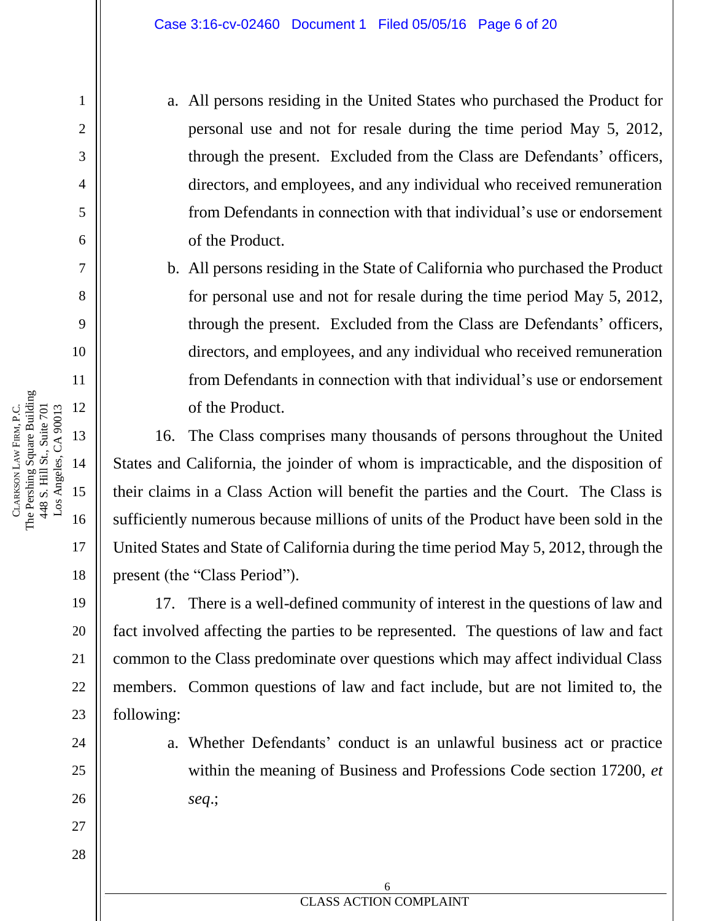a. All persons residing in the United States who purchased the Product for personal use and not for resale during the time period May 5, 2012, through the present. Excluded from the Class are Defendants' officers, directors, and employees, and any individual who received remuneration from Defendants in connection with that individual's use or endorsement of the Product.

b. All persons residing in the State of California who purchased the Product for personal use and not for resale during the time period May 5, 2012, through the present. Excluded from the Class are Defendants' officers, directors, and employees, and any individual who received remuneration from Defendants in connection with that individual's use or endorsement of the Product.

16. The Class comprises many thousands of persons throughout the United States and California, the joinder of whom is impracticable, and the disposition of their claims in a Class Action will benefit the parties and the Court. The Class is sufficiently numerous because millions of units of the Product have been sold in the United States and State of California during the time period May 5, 2012, through the present (the "Class Period").

17. There is a well-defined community of interest in the questions of law and fact involved affecting the parties to be represented. The questions of law and fact common to the Class predominate over questions which may affect individual Class members. Common questions of law and fact include, but are not limited to, the following:

a. Whether Defendants' conduct is an unlawful business act or practice within the meaning of Business and Professions Code section 17200, *et seq*.;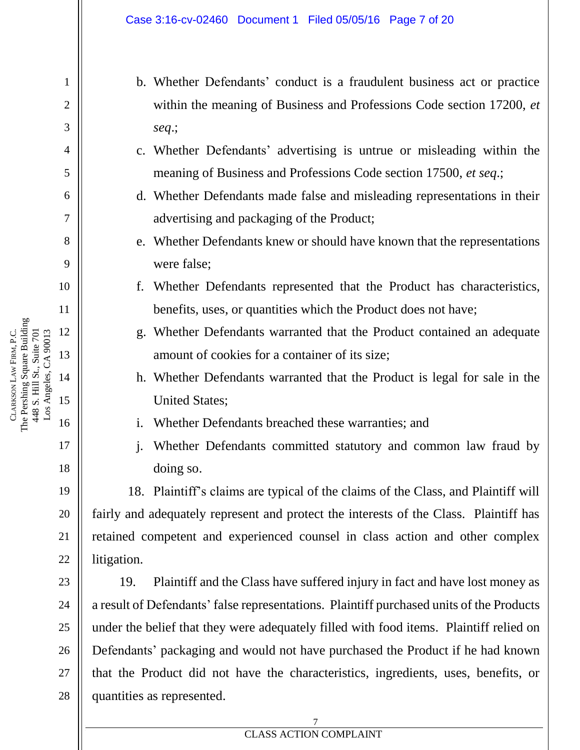b. Whether Defendants' conduct is a fraudulent business act or practice within the meaning of Business and Professions Code section 17200, *et seq*.;

c. Whether Defendants' advertising is untrue or misleading within the meaning of Business and Professions Code section 17500, *et seq*.;

d. Whether Defendants made false and misleading representations in their advertising and packaging of the Product;

e. Whether Defendants knew or should have known that the representations were false;

f. Whether Defendants represented that the Product has characteristics, benefits, uses, or quantities which the Product does not have;

g. Whether Defendants warranted that the Product contained an adequate amount of cookies for a container of its size;

h. Whether Defendants warranted that the Product is legal for sale in the United States;

i. Whether Defendants breached these warranties; and

j. Whether Defendants committed statutory and common law fraud by doing so.

18. Plaintiff's claims are typical of the claims of the Class, and Plaintiff will fairly and adequately represent and protect the interests of the Class. Plaintiff has retained competent and experienced counsel in class action and other complex litigation.

19. Plaintiff and the Class have suffered injury in fact and have lost money as a result of Defendants' false representations. Plaintiff purchased units of the Products under the belief that they were adequately filled with food items. Plaintiff relied on Defendants' packaging and would not have purchased the Product if he had known that the Product did not have the characteristics, ingredients, uses, benefits, or quantities as represented.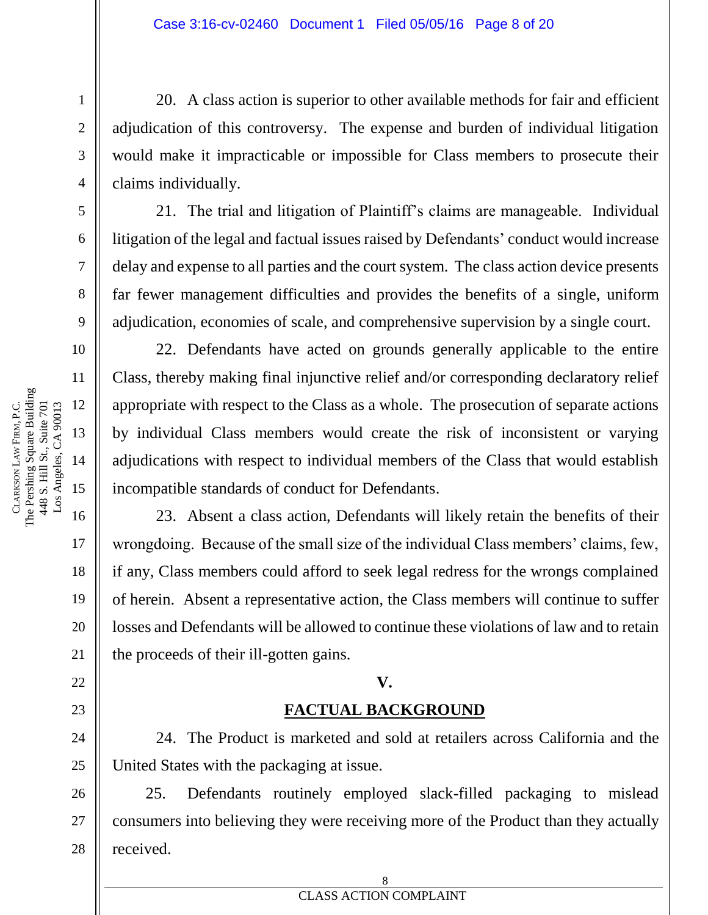20. A class action is superior to other available methods for fair and efficient adjudication of this controversy. The expense and burden of individual litigation would make it impracticable or impossible for Class members to prosecute their claims individually.

21. The trial and litigation of Plaintiff's claims are manageable. Individual litigation of the legal and factual issues raised by Defendants' conduct would increase delay and expense to all parties and the court system. The class action device presents far fewer management difficulties and provides the benefits of a single, uniform adjudication, economies of scale, and comprehensive supervision by a single court.

22. Defendants have acted on grounds generally applicable to the entire Class, thereby making final injunctive relief and/or corresponding declaratory relief appropriate with respect to the Class as a whole. The prosecution of separate actions by individual Class members would create the risk of inconsistent or varying adjudications with respect to individual members of the Class that would establish incompatible standards of conduct for Defendants.

23. Absent a class action, Defendants will likely retain the benefits of their wrongdoing. Because of the small size of the individual Class members' claims, few, if any, Class members could afford to seek legal redress for the wrongs complained of herein. Absent a representative action, the Class members will continue to suffer losses and Defendants will be allowed to continue these violations of law and to retain the proceeds of their ill-gotten gains.

## V.

## FACTUAL BACKGROUND

24. The Product is marketed and sold at retailers across California and the United States with the packaging at issue.

25. Defendants routinely employed slack-filled packaging to mislead consumers into believing they were receiving more of the Product than they actually received.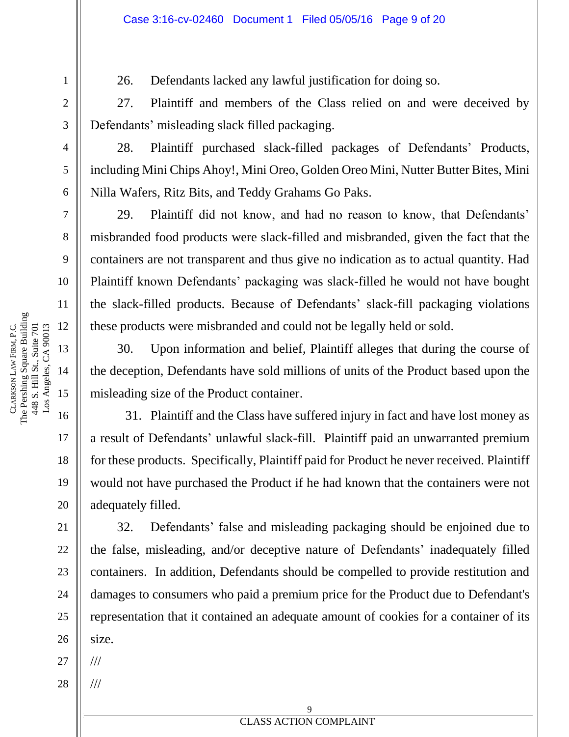26. Defendants lacked any lawful justification for doing so.

27. Plaintiff and members of the Class relied on and were deceived by Defendants' misleading slack filled packaging.

28. Plaintiff purchased slack-filled packages of Defendants' Products, including Mini Chips Ahoy!, Mini Oreo, Golden Oreo Mini, Nutter Butter Bites, Mini Nilla Wafers, Ritz Bits, and Teddy Grahams Go Paks.

29. Plaintiff did not know, and had no reason to know, that Defendants' misbranded food products were slack-filled and misbranded, given the fact that the containers are not transparent and thus give no indication as to actual quantity. Had Plaintiff known Defendants' packaging was slack-filled he would not have bought the slack-filled products. Because of Defendants' slack-fill packaging violations these products were misbranded and could not be legally held or sold.

30. Upon information and belief, Plaintiff alleges that during the course of the deception, Defendants have sold millions of units of the Product based upon the misleading size of the Product container.

31. Plaintiff and the Class have suffered injury in fact and have lost money as a result of Defendants' unlawful slack-fill. Plaintiff paid an unwarranted premium for these products. Specifically, Plaintiff paid for Product he never received. Plaintiff would not have purchased the Product if he had known that the containers were not adequately filled.

32. Defendants' false and misleading packaging should be enjoined due to the false, misleading, and/or deceptive nature of Defendants' inadequately filled containers. In addition, Defendants should be compelled to provide restitution and damages to consumers who paid a premium price for the Product due to Defendant's representation that it contained an adequate amount of cookies for a container of its size.

///

///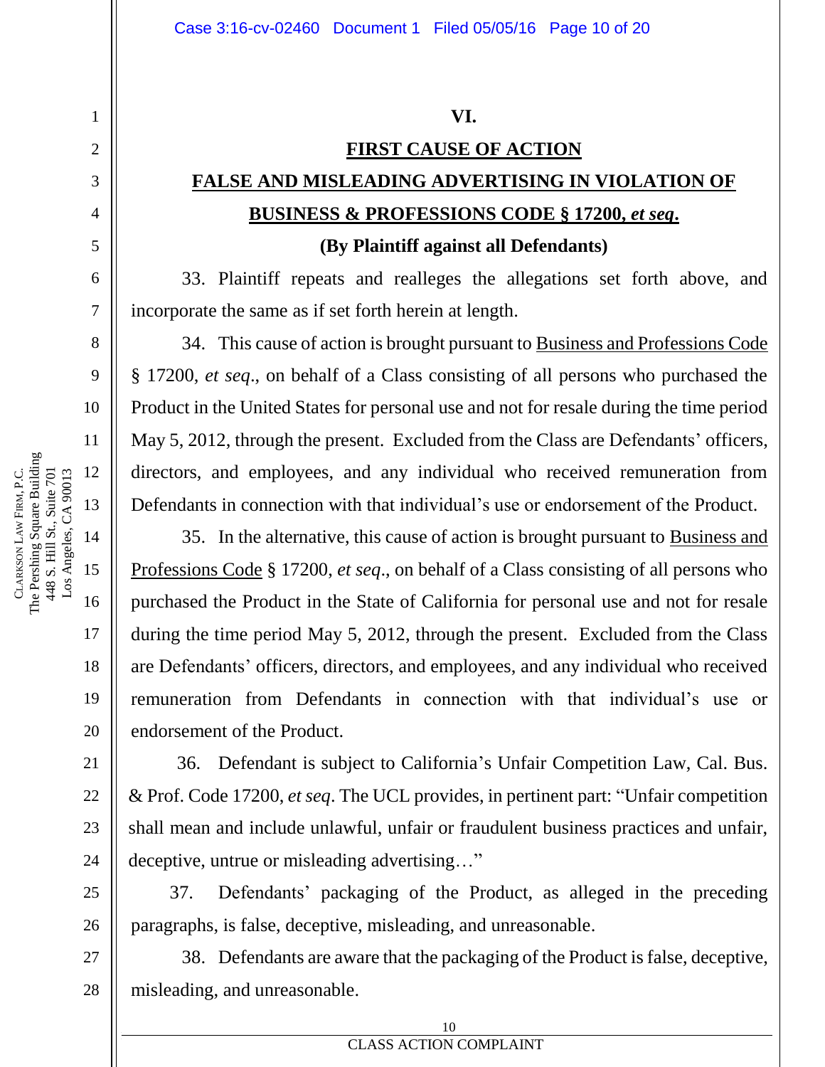## VI.

## FIRST CAUSE OF ACTION

## FALSE AND MISLEADING ADVERTISING IN VIOLATION OF BUSINESS & PROFESSIONS CODE § 17200, *et seq*.

**(By Plaintiff against all Defendants)**

33. Plaintiff repeats and realleges the allegations set forth above, and incorporate the same as if set forth herein at length.

34. This cause of action is brought pursuant to Business and Professions Code § 17200, *et seq*., on behalf of a Class consisting of all persons who purchased the Product in the United States for personal use and not for resale during the time period May 5, 2012, through the present. Excluded from the Class are Defendants' officers, directors, and employees, and any individual who received remuneration from Defendants in connection with that individual's use or endorsement of the Product.

35. In the alternative, this cause of action is brought pursuant to Business and Professions Code § 17200, *et seq*., on behalf of a Class consisting of all persons who purchased the Product in the State of California for personal use and not for resale during the time period May 5, 2012, through the present. Excluded from the Class are Defendants' officers, directors, and employees, and any individual who received remuneration from Defendants in connection with that individual's use or endorsement of the Product.

36. Defendant is subject to California's Unfair Competition Law, Cal. Bus. & Prof. Code 17200, *et seq*. The UCL provides, in pertinent part: "Unfair competition shall mean and include unlawful, unfair or fraudulent business practices and unfair, deceptive, untrue or misleading advertising…"

37. Defendants' packaging of the Product, as alleged in the preceding paragraphs, is false, deceptive, misleading, and unreasonable.

38. Defendants are aware that the packaging of the Product is false, deceptive, misleading, and unreasonable.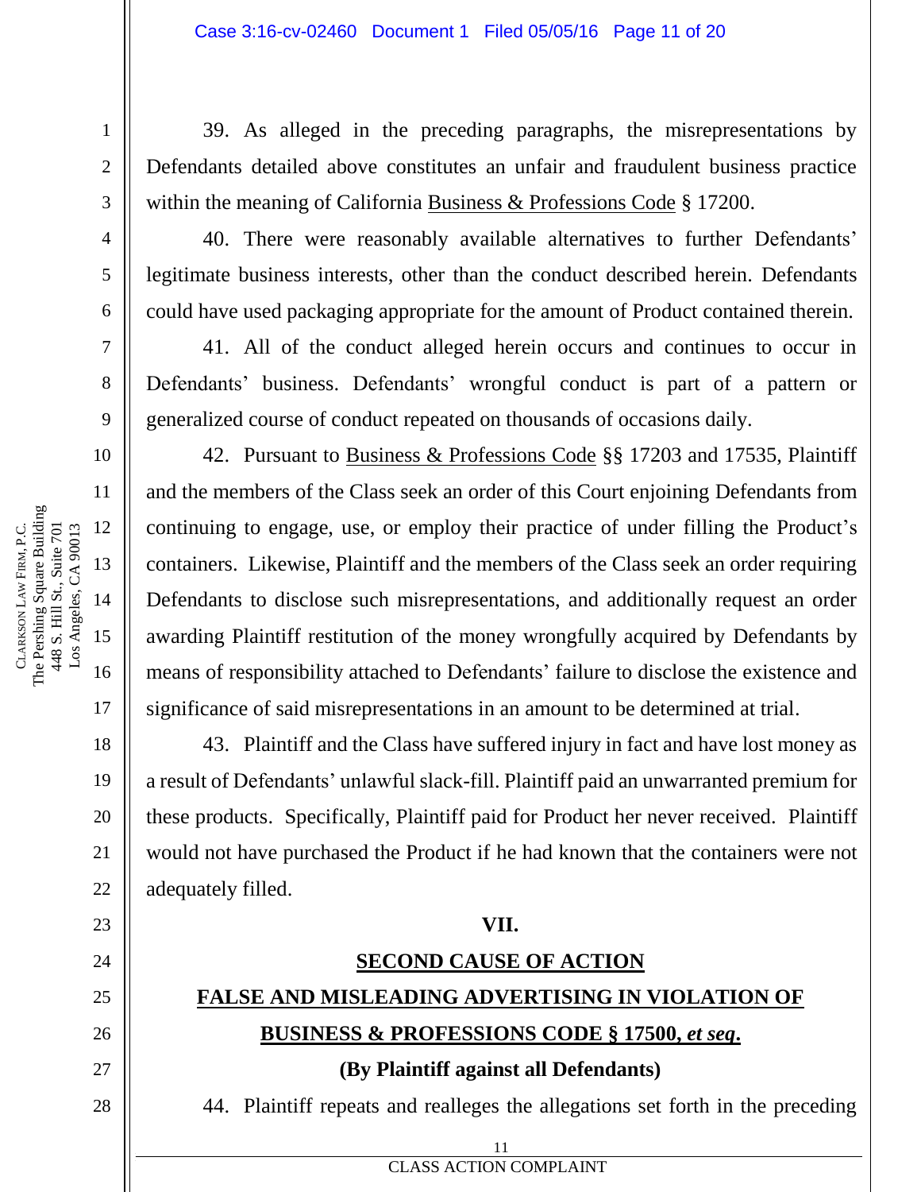39. As alleged in the preceding paragraphs, the misrepresentations by Defendants detailed above constitutes an unfair and fraudulent business practice within the meaning of California Business & Professions Code § 17200.

40. There were reasonably available alternatives to further Defendants' legitimate business interests, other than the conduct described herein. Defendants could have used packaging appropriate for the amount of Product contained therein.

41. All of the conduct alleged herein occurs and continues to occur in Defendants' business. Defendants' wrongful conduct is part of a pattern or generalized course of conduct repeated on thousands of occasions daily.

42. Pursuant to Business & Professions Code §§ 17203 and 17535, Plaintiff and the members of the Class seek an order of this Court enjoining Defendants from continuing to engage, use, or employ their practice of under filling the Product's containers. Likewise, Plaintiff and the members of the Class seek an order requiring Defendants to disclose such misrepresentations, and additionally request an order awarding Plaintiff restitution of the money wrongfully acquired by Defendants by means of responsibility attached to Defendants' failure to disclose the existence and significance of said misrepresentations in an amount to be determined at trial.

43. Plaintiff and the Class have suffered injury in fact and have lost money as a result of Defendants' unlawful slack-fill. Plaintiff paid an unwarranted premium for these products. Specifically, Plaintiff paid for Product her never received. Plaintiff would not have purchased the Product if he had known that the containers were not adequately filled.

## VII.

## SECOND CAUSE OF ACTION

## FALSE AND MISLEADING ADVERTISING IN VIOLATION OF BUSINESS & PROFESSIONS CODE § 17500, *et seq.*

**(By Plaintiff against all Defendants)**

44. Plaintiff repeats and realleges the allegations set forth in the preceding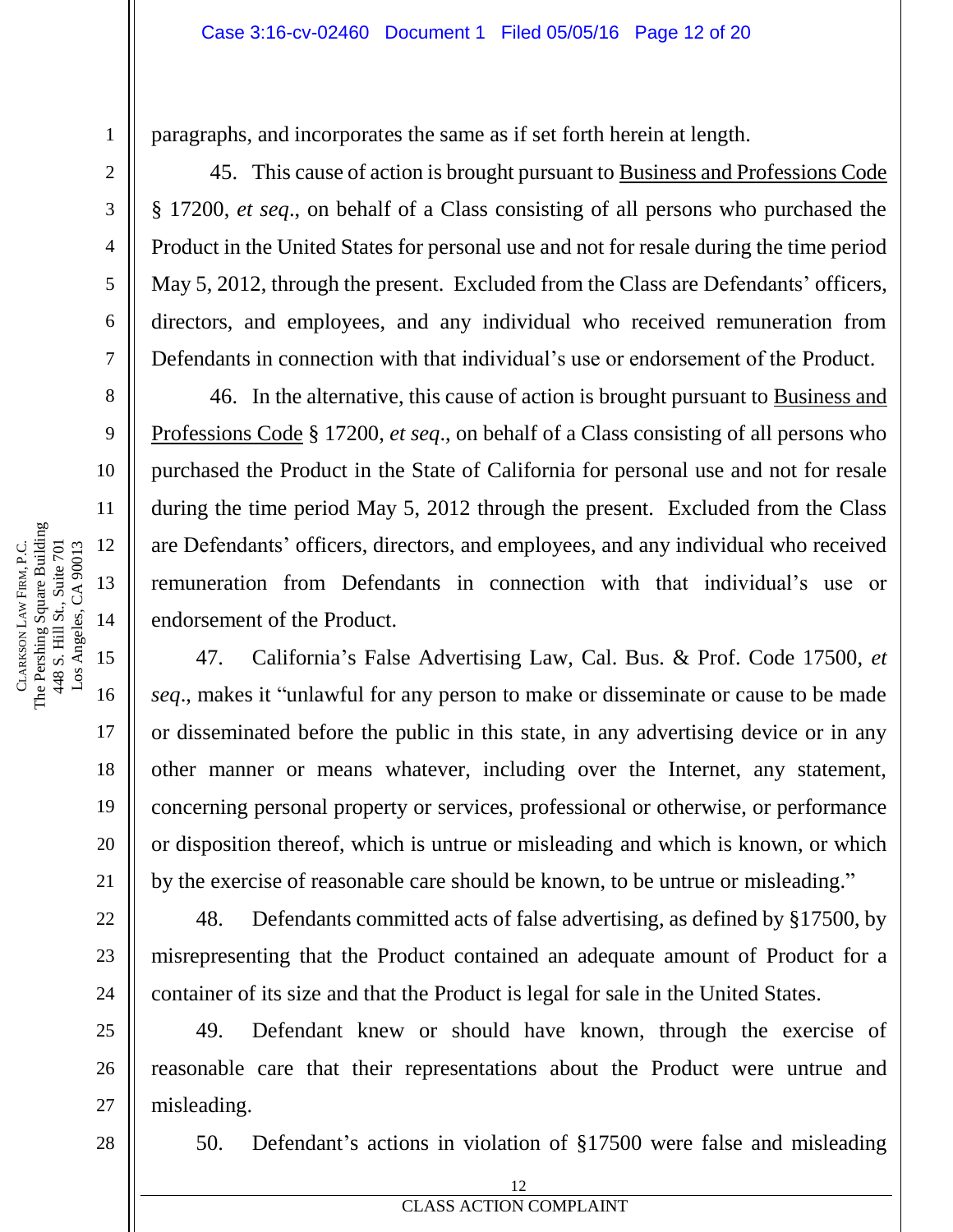paragraphs, and incorporates the same as if set forth herein at length.

45. This cause of action is brought pursuant to Business and Professions Code § 17200, *et seq*., on behalf of a Class consisting of all persons who purchased the Product in the United States for personal use and not for resale during the time period May 5, 2012, through the present. Excluded from the Class are Defendants' officers, directors, and employees, and any individual who received remuneration from Defendants in connection with that individual's use or endorsement of the Product.

46. In the alternative, this cause of action is brought pursuant to Business and Professions Code § 17200, *et seq*., on behalf of a Class consisting of all persons who purchased the Product in the State of California for personal use and not for resale during the time period May 5, 2012 through the present. Excluded from the Class are Defendants' officers, directors, and employees, and any individual who received remuneration from Defendants in connection with that individual's use or endorsement of the Product.

47. California's False Advertising Law, Cal. Bus. & Prof. Code 17500, *et seq*., makes it "unlawful for any person to make or disseminate or cause to be made or disseminated before the public in this state, in any advertising device or in any other manner or means whatever, including over the Internet, any statement, concerning personal property or services, professional or otherwise, or performance or disposition thereof, which is untrue or misleading and which is known, or which by the exercise of reasonable care should be known, to be untrue or misleading."

48. Defendants committed acts of false advertising, as defined by §17500, by misrepresenting that the Product contained an adequate amount of Product for a container of its size and that the Product is legal for sale in the United States.

49. Defendant knew or should have known, through the exercise of reasonable care that their representations about the Product were untrue and misleading.

50. Defendant's actions in violation of §17500 were false and misleading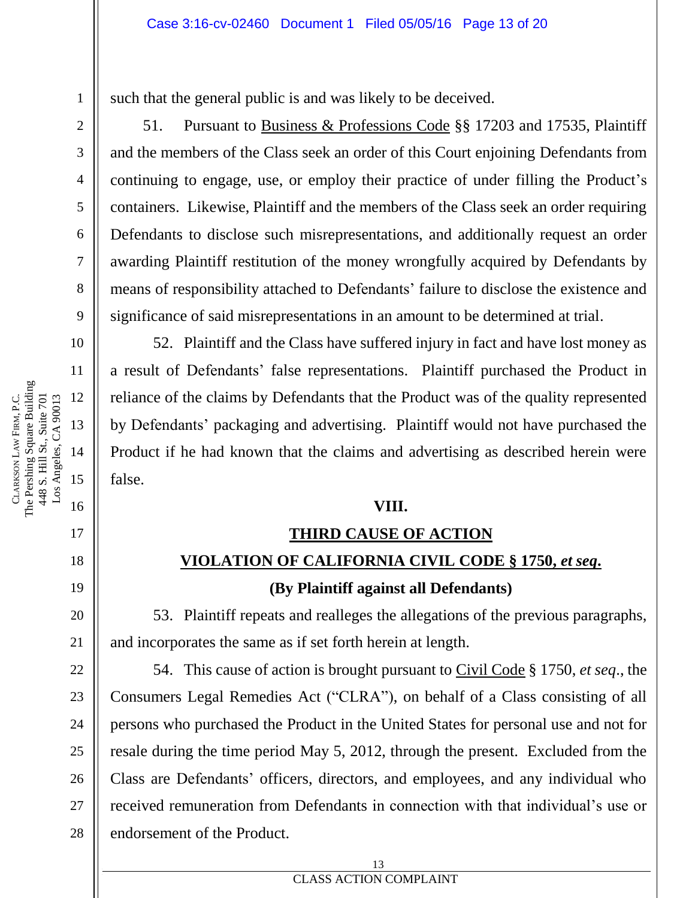such that the general public is and was likely to be deceived.

51. Pursuant to Business & Professions Code §§ 17203 and 17535, Plaintiff and the members of the Class seek an order of this Court enjoining Defendants from continuing to engage, use, or employ their practice of under filling the Product's containers. Likewise, Plaintiff and the members of the Class seek an order requiring Defendants to disclose such misrepresentations, and additionally request an order awarding Plaintiff restitution of the money wrongfully acquired by Defendants by means of responsibility attached to Defendants' failure to disclose the existence and significance of said misrepresentations in an amount to be determined at trial.

52. Plaintiff and the Class have suffered injury in fact and have lost money as a result of Defendants' false representations. Plaintiff purchased the Product in reliance of the claims by Defendants that the Product was of the quality represented by Defendants' packaging and advertising. Plaintiff would not have purchased the Product if he had known that the claims and advertising as described herein were false.

## VIII.

## THIRD CAUSE OF ACTION

## VIOLATION OF CALIFORNIA CIVIL CODE § 1750, *et seq*.

**(By Plaintiff against all Defendants)**

53. Plaintiff repeats and realleges the allegations of the previous paragraphs, and incorporates the same as if set forth herein at length.

54. This cause of action is brought pursuant to Civil Code § 1750, *et seq*., the Consumers Legal Remedies Act ("CLRA"), on behalf of a Class consisting of all persons who purchased the Product in the United States for personal use and not for resale during the time period May 5, 2012, through the present. Excluded from the Class are Defendants' officers, directors, and employees, and any individual who received remuneration from Defendants in connection with that individual's use or endorsement of the Product.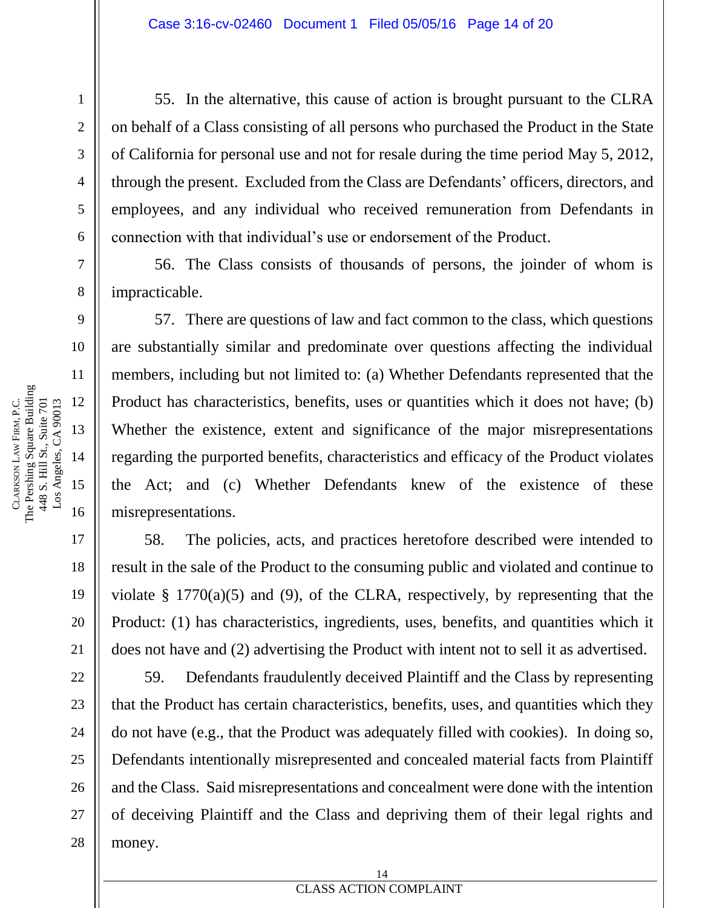55. In the alternative, this cause of action is brought pursuant to the CLRA on behalf of a Class consisting of all persons who purchased the Product in the State of California for personal use and not for resale during the time period May 5, 2012, through the present. Excluded from the Class are Defendants' officers, directors, and employees, and any individual who received remuneration from Defendants in connection with that individual's use or endorsement of the Product.

56. The Class consists of thousands of persons, the joinder of whom is impracticable.

57. There are questions of law and fact common to the class, which questions are substantially similar and predominate over questions affecting the individual members, including but not limited to: (a) Whether Defendants represented that the Product has characteristics, benefits, uses or quantities which it does not have; (b) Whether the existence, extent and significance of the major misrepresentations regarding the purported benefits, characteristics and efficacy of the Product violates the Act; and (c) Whether Defendants knew of the existence of these misrepresentations.

58. The policies, acts, and practices heretofore described were intended to result in the sale of the Product to the consuming public and violated and continue to violate § 1770(a)(5) and (9), of the CLRA, respectively, by representing that the Product: (1) has characteristics, ingredients, uses, benefits, and quantities which it does not have and (2) advertising the Product with intent not to sell it as advertised.

59. Defendants fraudulently deceived Plaintiff and the Class by representing that the Product has certain characteristics, benefits, uses, and quantities which they do not have (e.g., that the Product was adequately filled with cookies). In doing so, Defendants intentionally misrepresented and concealed material facts from Plaintiff and the Class. Said misrepresentations and concealment were done with the intention of deceiving Plaintiff and the Class and depriving them of their legal rights and money.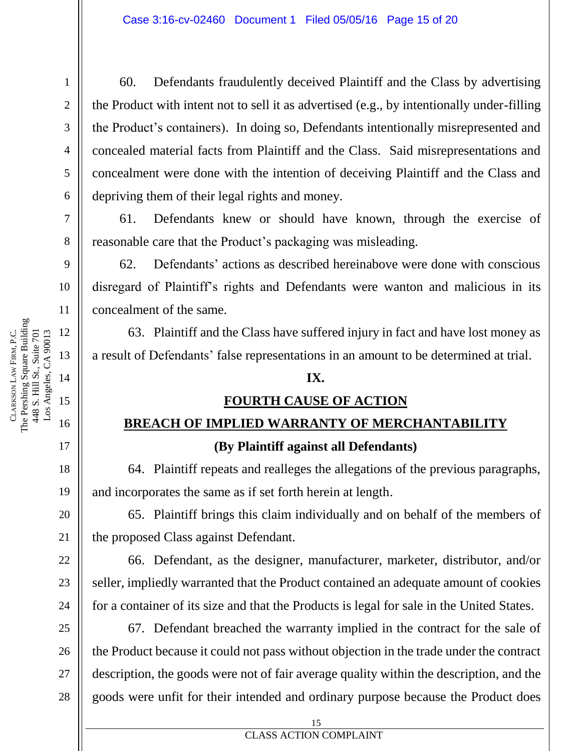60. Defendants fraudulently deceived Plaintiff and the Class by advertising the Product with intent not to sell it as advertised (e.g., by intentionally under-filling the Product's containers). In doing so, Defendants intentionally misrepresented and concealed material facts from Plaintiff and the Class. Said misrepresentations and concealment were done with the intention of deceiving Plaintiff and the Class and depriving them of their legal rights and money.

61. Defendants knew or should have known, through the exercise of reasonable care that the Product's packaging was misleading.

62. Defendants' actions as described hereinabove were done with conscious disregard of Plaintiff's rights and Defendants were wanton and malicious in its concealment of the same.

63. Plaintiff and the Class have suffered injury in fact and have lost money as a result of Defendants' false representations in an amount to be determined at trial.

## IX.

## FOURTH CAUSE OF ACTION

## BREACH OF IMPLIED WARRANTY OF MERCHANTABILITY

**(By Plaintiff against all Defendants)**

64. Plaintiff repeats and realleges the allegations of the previous paragraphs, and incorporates the same as if set forth herein at length.

65. Plaintiff brings this claim individually and on behalf of the members of the proposed Class against Defendant.

66. Defendant, as the designer, manufacturer, marketer, distributor, and/or seller, impliedly warranted that the Product contained an adequate amount of cookies for a container of its size and that the Products is legal for sale in the United States.

67. Defendant breached the warranty implied in the contract for the sale of the Product because it could not pass without objection in the trade under the contract description, the goods were not of fair average quality within the description, and the goods were unfit for their intended and ordinary purpose because the Product does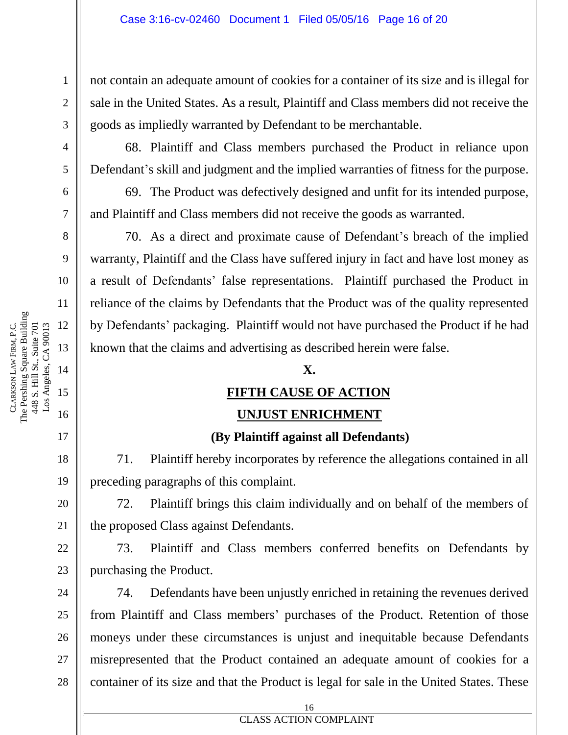not contain an adequate amount of cookies for a container of its size and is illegal for sale in the United States. As a result, Plaintiff and Class members did not receive the goods as impliedly warranted by Defendant to be merchantable.

68. Plaintiff and Class members purchased the Product in reliance upon Defendant's skill and judgment and the implied warranties of fitness for the purpose.

69. The Product was defectively designed and unfit for its intended purpose, and Plaintiff and Class members did not receive the goods as warranted.

70. As a direct and proximate cause of Defendant's breach of the implied warranty, Plaintiff and the Class have suffered injury in fact and have lost money as a result of Defendants' false representations. Plaintiff purchased the Product in reliance of the claims by Defendants that the Product was of the quality represented by Defendants' packaging. Plaintiff would not have purchased the Product if he had known that the claims and advertising as described herein were false.

## X.

## FIFTH CAUSE OF ACTION

## UNJUST ENRICHMENT

**(By Plaintiff against all Defendants)**

71. Plaintiff hereby incorporates by reference the allegations contained in all preceding paragraphs of this complaint.

72. Plaintiff brings this claim individually and on behalf of the members of the proposed Class against Defendants.

73. Plaintiff and Class members conferred benefits on Defendants by purchasing the Product.

74. Defendants have been unjustly enriched in retaining the revenues derived from Plaintiff and Class members' purchases of the Product. Retention of those moneys under these circumstances is unjust and inequitable because Defendants misrepresented that the Product contained an adequate amount of cookies for a container of its size and that the Product is legal for sale in the United States. These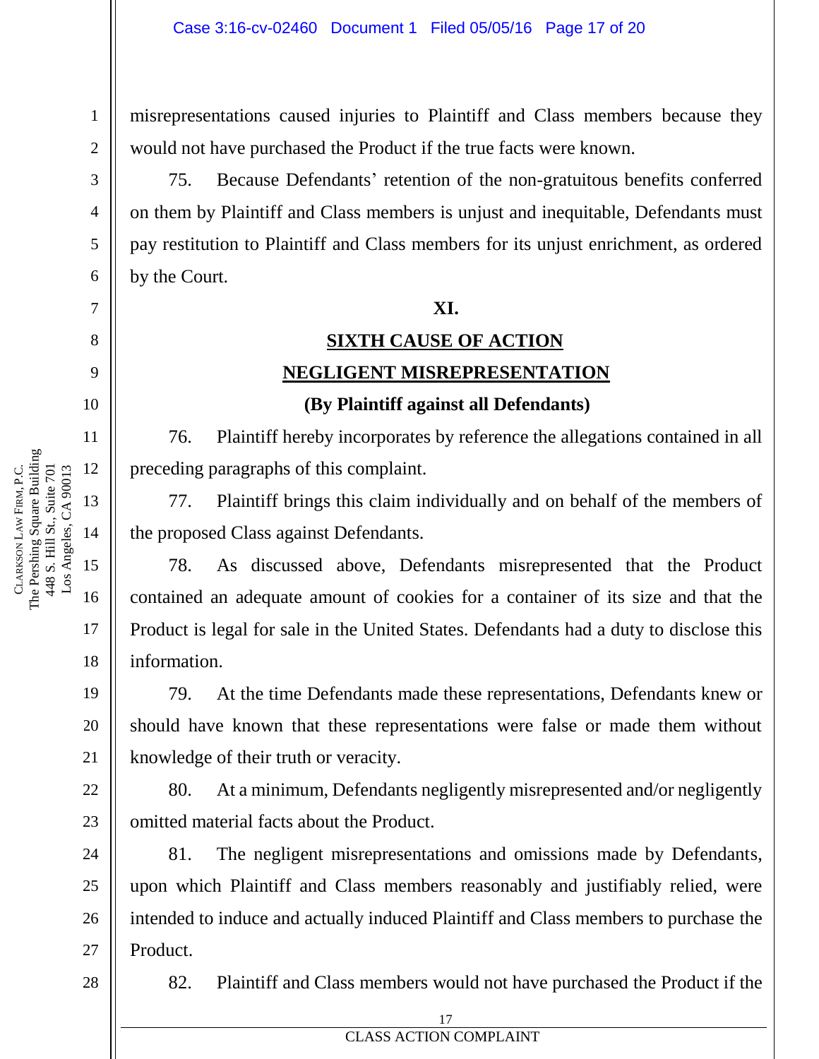misrepresentations caused injuries to Plaintiff and Class members because they would not have purchased the Product if the true facts were known.

75. Because Defendants' retention of the non-gratuitous benefits conferred on them by Plaintiff and Class members is unjust and inequitable, Defendants must pay restitution to Plaintiff and Class members for its unjust enrichment, as ordered by the Court.

**XI.**

**SIXTH CAUSE OF ACTION**

**NEGLIGENT MISREPRESENTATION**

**(By Plaintiff against all Defendants)**

76. Plaintiff hereby incorporates by reference the allegations contained in all preceding paragraphs of this complaint.

77. Plaintiff brings this claim individually and on behalf of the members of the proposed Class against Defendants.

78. As discussed above, Defendants misrepresented that the Product contained an adequate amount of cookies for a container of its size and that the Product is legal for sale in the United States. Defendants had a duty to disclose this information.

79. At the time Defendants made these representations, Defendants knew or should have known that these representations were false or made them without knowledge of their truth or veracity.

80. At a minimum, Defendants negligently misrepresented and/or negligently omitted material facts about the Product.

81. The negligent misrepresentations and omissions made by Defendants, upon which Plaintiff and Class members reasonably and justifiably relied, were intended to induce and actually induced Plaintiff and Class members to purchase the Product.

82. Plaintiff and Class members would not have purchased the Product if the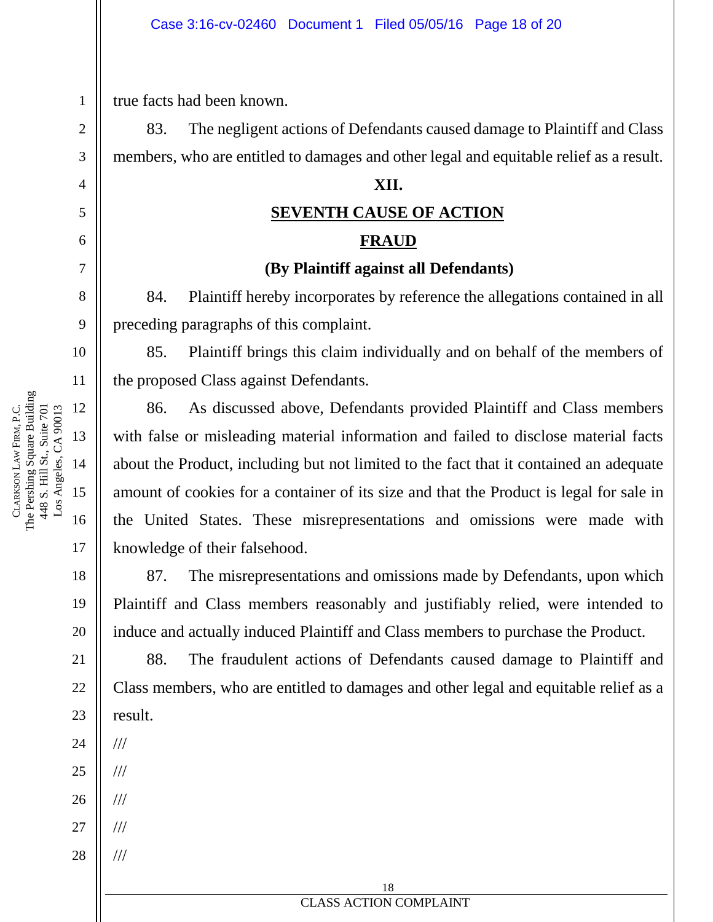true facts had been known.

83. The negligent actions of Defendants caused damage to Plaintiff and Class members, who are entitled to damages and other legal and equitable relief as a result.

**XII.**

**SEVENTH CAUSE OF ACTION**

**FRAUD**

**(By Plaintiff against all Defendants)**

84. Plaintiff hereby incorporates by reference the allegations contained in all preceding paragraphs of this complaint.

85. Plaintiff brings this claim individually and on behalf of the members of the proposed Class against Defendants.

86. As discussed above, Defendants provided Plaintiff and Class members with false or misleading material information and failed to disclose material facts about the Product, including but not limited to the fact that it contained an adequate amount of cookies for a container of its size and that the Product is legal for sale in the United States. These misrepresentations and omissions were made with knowledge of their falsehood.

87. The misrepresentations and omissions made by Defendants, upon which Plaintiff and Class members reasonably and justifiably relied, were intended to induce and actually induced Plaintiff and Class members to purchase the Product.

88. The fraudulent actions of Defendants caused damage to Plaintiff and Class members, who are entitled to damages and other legal and equitable relief as a result.

///

///

///

///

///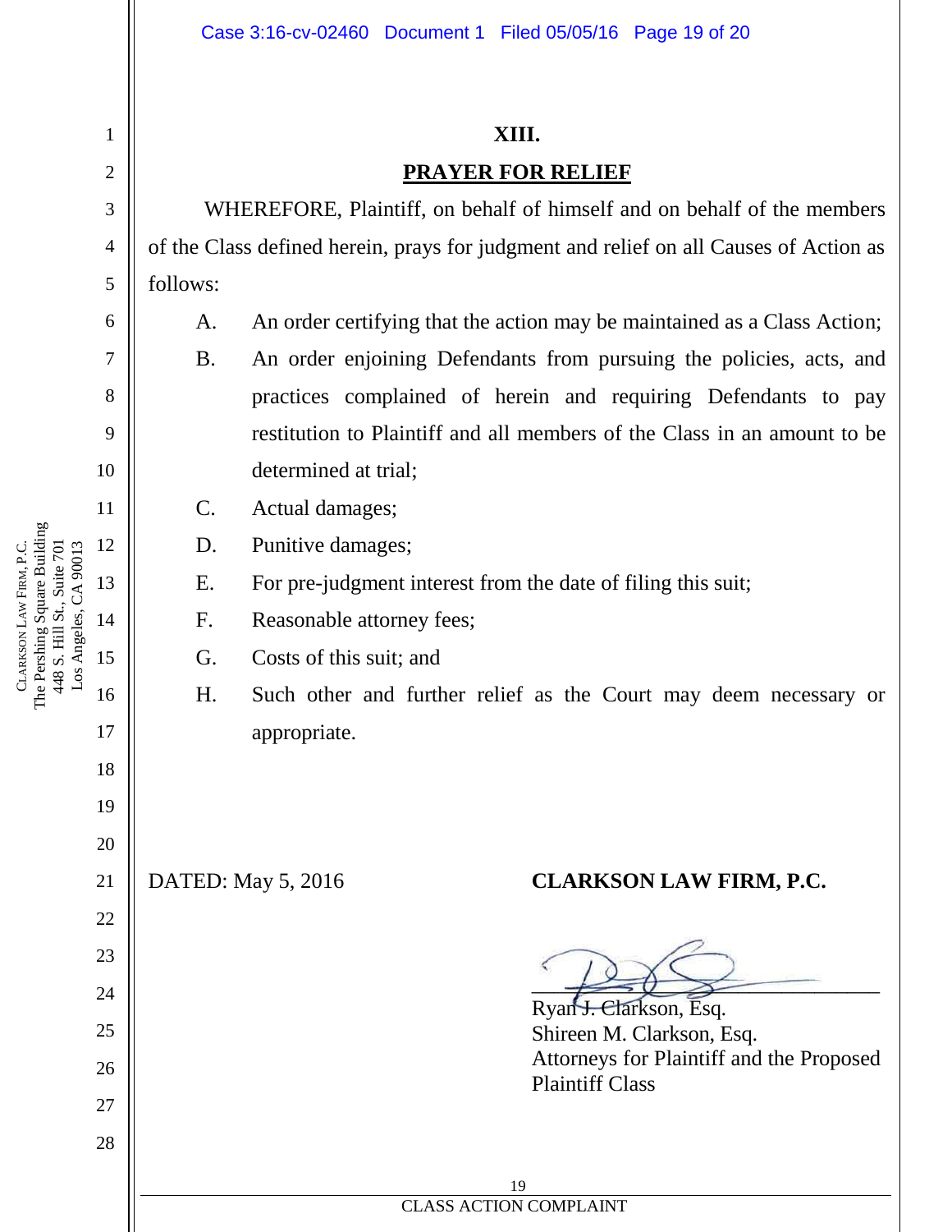## XIII.

## PRAYER FOR RELIEF

WHEREFORE, Plaintiff, on behalf of himself and on behalf of the members of the Class defined herein, prays for judgment and relief on all Causes of Action as follows:

A. An order certifying that the action may be maintained as a Class Action;

B. An order enjoining Defendants from pursuing the policies, acts, and practices complained of herein and requiring Defendants to pay restitution to Plaintiff and all members of the Class in an amount to be determined at trial;

C. Actual damages;

D. Punitive damages;

E. For pre-judgment interest from the date of filing this suit;

F. Reasonable attorney fees;

G. Costs of this suit; and

H. Such other and further relief as the Court may deem necessary or appropriate.

DATED: May 5, 2016

**CLARKSON LAW FIRM, P.C.**

Ryan J. Clarkson, Esq.
Shireen M. Clarkson, Esq.
Attorneys for Plaintiff and the Proposed Plaintiff Class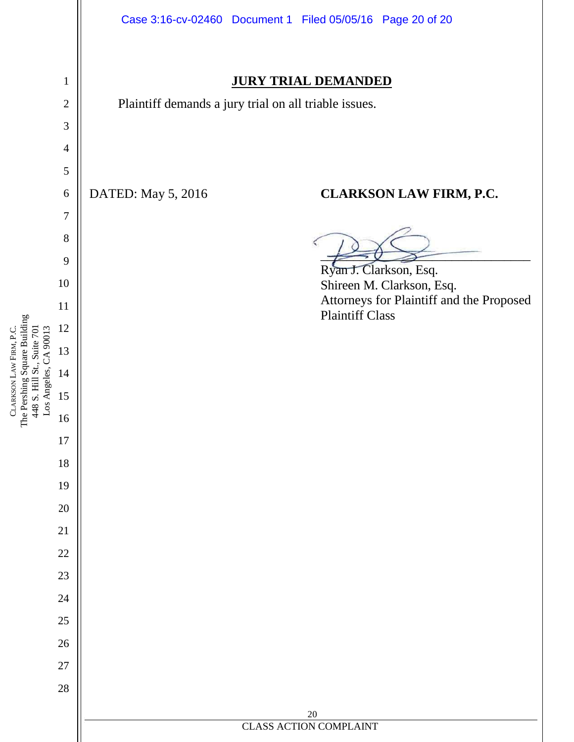## JURY TRIAL DEMANDED

Plaintiff demands a jury trial on all triable issues.

DATED: May 5, 2016

**CLARKSON LAW FIRM, P.C.**

\_\_\_\_\_\_\_\_\_\_\_\_\_\_\_\_\_\_\_\_\_\_\_\_\_\_\_\_\_\_\_\_

Ryan J. Clarkson, Esq.
Shireen M. Clarkson, Esq.
Attorneys for Plaintiff and the Proposed Plaintiff Class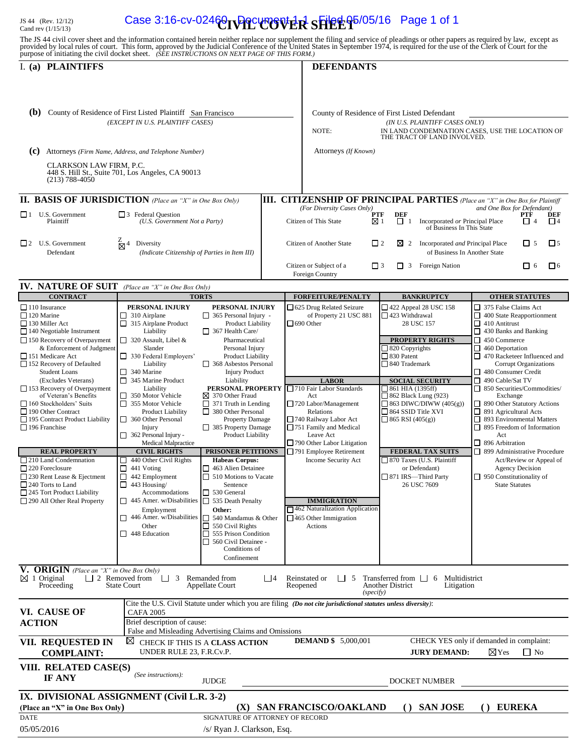JS 44 (Rev. 12/12)
Cand rev (1/15/13)

# CIVIL COVER SHEET

The JS 44 civil cover sheet and the information contained herein neither replace nor supplement the filing and service of pleadings or other papers as required by law, except as provided by local rules of court. This form, approved by the Judicial Conference of the United States in September 1974, is required for the use of the Clerk of Court for the purpose of initiating the civil docket sheet. *(SEE INSTRUCTIONS ON NEXT PAGE OF THIS FORM.)*

## I. (a) PLAINTIFFS

**DEFENDANTS**

**(b)** County of Residence of First Listed Plaintiff San Francisco
*(EXCEPT IN U.S. PLAINTIFF CASES)*

County of Residence of First Listed Defendant
*(IN U.S. PLAINTIFF CASES ONLY)*
NOTE: IN LAND CONDEMNATION CASES, USE THE LOCATION OF THE TRACT OF LAND INVOLVED.

**(c)** Attorneys *(Firm Name, Address, and Telephone Number)*

CLARKSON LAW FIRM, P.C.
448 S. Hill St., Suite 701, Los Angeles, CA 90013
(213) 788-4050

Attorneys *(If Known)*

## II. BASIS OF JURISDICTION *(Place an "X" in One Box Only)*

- ☐ 1 U.S. Government Plaintiff
- ☐ 3 Federal Question *(U.S. Government Not a Party)*
- ☐ 2 U.S. Government Defendant
- ☒ 4 Diversity *(Indicate Citizenship of Parties in Item III)*

## III. CITIZENSHIP OF PRINCIPAL PARTIES *(Place an "X" in One Box for Plaintiff and One Box for Defendant)*

*(For Diversity Cases Only)*

| | PTF | DEF | | PTF | DEF |
|---|---|---|---|---|---|
| Citizen of This State | ☒ 1 | ☐ 1 | Incorporated *or* Principal Place of Business In This State | ☐ 4 | ☐ 4 |
| Citizen of Another State | ☐ 2 | ☒ 2 | Incorporated *and* Principal Place of Business In Another State | ☐ 5 | ☐ 5 |
| Citizen or Subject of a Foreign Country | ☐ 3 | ☐ 3 | Foreign Nation | ☐ 6 | ☐ 6 |

## IV. NATURE OF SUIT *(Place an "X" in One Box Only)*

**CONTRACT**
- ☐ 110 Insurance
- ☐ 120 Marine
- ☐ 130 Miller Act
- ☐ 140 Negotiable Instrument
- ☐ 150 Recovery of Overpayment & Enforcement of Judgment
- ☐ 151 Medicare Act
- ☐ 152 Recovery of Defaulted Student Loans (Excludes Veterans)
- ☐ 153 Recovery of Overpayment of Veteran's Benefits
- ☐ 160 Stockholders' Suits
- ☐ 190 Other Contract
- ☐ 195 Contract Product Liability
- ☐ 196 Franchise

**REAL PROPERTY**
- ☐ 210 Land Condemnation
- ☐ 220 Foreclosure
- ☐ 230 Rent Lease & Ejectment
- ☐ 240 Torts to Land
- ☐ 245 Tort Product Liability
- ☐ 290 All Other Real Property

**TORTS**

PERSONAL INJURY
- ☐ 310 Airplane
- ☐ 315 Airplane Product Liability
- ☐ 320 Assault, Libel & Slander
- ☐ 330 Federal Employers' Liability
- ☐ 340 Marine
- ☐ 345 Marine Product Liability
- ☐ 350 Motor Vehicle
- ☐ 355 Motor Vehicle Product Liability
- ☐ 360 Other Personal Injury
- ☐ 362 Personal Injury - Medical Malpractice

PERSONAL INJURY
- ☐ 365 Personal Injury - Product Liability
- ☐ 367 Health Care/ Pharmaceutical Personal Injury Product Liability
- ☐ 368 Asbestos Personal Injury Product Liability

PERSONAL PROPERTY
- ☒ 370 Other Fraud
- ☐ 371 Truth in Lending
- ☐ 380 Other Personal Property Damage
- ☐ 385 Property Damage Product Liability

**CIVIL RIGHTS**
- ☐ 440 Other Civil Rights
- ☐ 441 Voting
- ☐ 442 Employment
- ☐ 443 Housing/ Accommodations
- ☐ 445 Amer. w/Disabilities Employment
- ☐ 446 Amer. w/Disabilities Other
- ☐ 448 Education

**PRISONER PETITIONS**

Habeas Corpus:
- ☐ 463 Alien Detainee
- ☐ 510 Motions to Vacate Sentence
- ☐ 530 General
- ☐ 535 Death Penalty

Other:
- ☐ 540 Mandamus & Other
- ☐ 550 Civil Rights
- ☐ 555 Prison Condition
- ☐ 560 Civil Detainee - Conditions of Confinement

**FORFEITURE/PENALTY**
- ☐ 625 Drug Related Seizure of Property 21 USC 881
- ☐ 690 Other

**LABOR**
- ☐ 710 Fair Labor Standards Act
- ☐ 720 Labor/Management Relations
- ☐ 740 Railway Labor Act
- ☐ 751 Family and Medical Leave Act
- ☐ 790 Other Labor Litigation
- ☐ 791 Employee Retirement Income Security Act

**IMMIGRATION**
- ☐ 462 Naturalization Application
- ☐ 465 Other Immigration Actions

**BANKRUPTCY**
- ☐ 422 Appeal 28 USC 158
- ☐ 423 Withdrawal 28 USC 157

**PROPERTY RIGHTS**
- ☐ 820 Copyrights
- ☐ 830 Patent
- ☐ 840 Trademark

**SOCIAL SECURITY**
- ☐ 861 HIA (1395ff)
- ☐ 862 Black Lung (923)
- ☐ 863 DIWC/DIWW (405(g))
- ☐ 864 SSID Title XVI
- ☐ 865 RSI (405(g))

**FEDERAL TAX SUITS**
- ☐ 870 Taxes (U.S. Plaintiff or Defendant)
- ☐ 871 IRS—Third Party 26 USC 7609

**OTHER STATUTES**
- ☐ 375 False Claims Act
- ☐ 400 State Reapportionment
- ☐ 410 Antitrust
- ☐ 430 Banks and Banking
- ☐ 450 Commerce
- ☐ 460 Deportation
- ☐ 470 Racketeer Influenced and Corrupt Organizations
- ☐ 480 Consumer Credit
- ☐ 490 Cable/Sat TV
- ☐ 850 Securities/Commodities/ Exchange
- ☐ 890 Other Statutory Actions
- ☐ 891 Agricultural Acts
- ☐ 893 Environmental Matters
- ☐ 895 Freedom of Information Act
- ☐ 896 Arbitration
- ☐ 899 Administrative Procedure Act/Review or Appeal of Agency Decision
- ☐ 950 Constitutionality of State Statutes

## V. ORIGIN *(Place an "X" in One Box Only)*

- ☒ 1 Original Proceeding
- ☐ 2 Removed from State Court
- ☐ 3 Remanded from Appellate Court
- ☐ 4 Reinstated or Reopened
- ☐ 5 Transferred from Another District *(specify)*
- ☐ 6 Multidistrict Litigation

## VI. CAUSE OF ACTION

Cite the U.S. Civil Statute under which you are filing *(Do not cite jurisdictional statutes unless diversity)*:
CAFA 2005

Brief description of cause:
False and Misleading Advertising Claims and Omissions

## VII. REQUESTED IN COMPLAINT:

☒ CHECK IF THIS IS A **CLASS ACTION** UNDER RULE 23, F.R.Cv.P.

**DEMAND $** 5,000,001

CHECK YES only if demanded in complaint:
**JURY DEMAND:** ☒ Yes ☐ No

## VIII. RELATED CASE(S) IF ANY

*(See instructions):* JUDGE ____________ DOCKET NUMBER ____________

## IX. DIVISIONAL ASSIGNMENT (Civil L.R. 3-2)

**(Place an "X" in One Box Only)**

**(X) SAN FRANCISCO/OAKLAND** **( ) SAN JOSE** **( ) EUREKA**

DATE: 05/05/2016

SIGNATURE OF ATTORNEY OF RECORD: /s/ Ryan J. Clarkson, Esq.